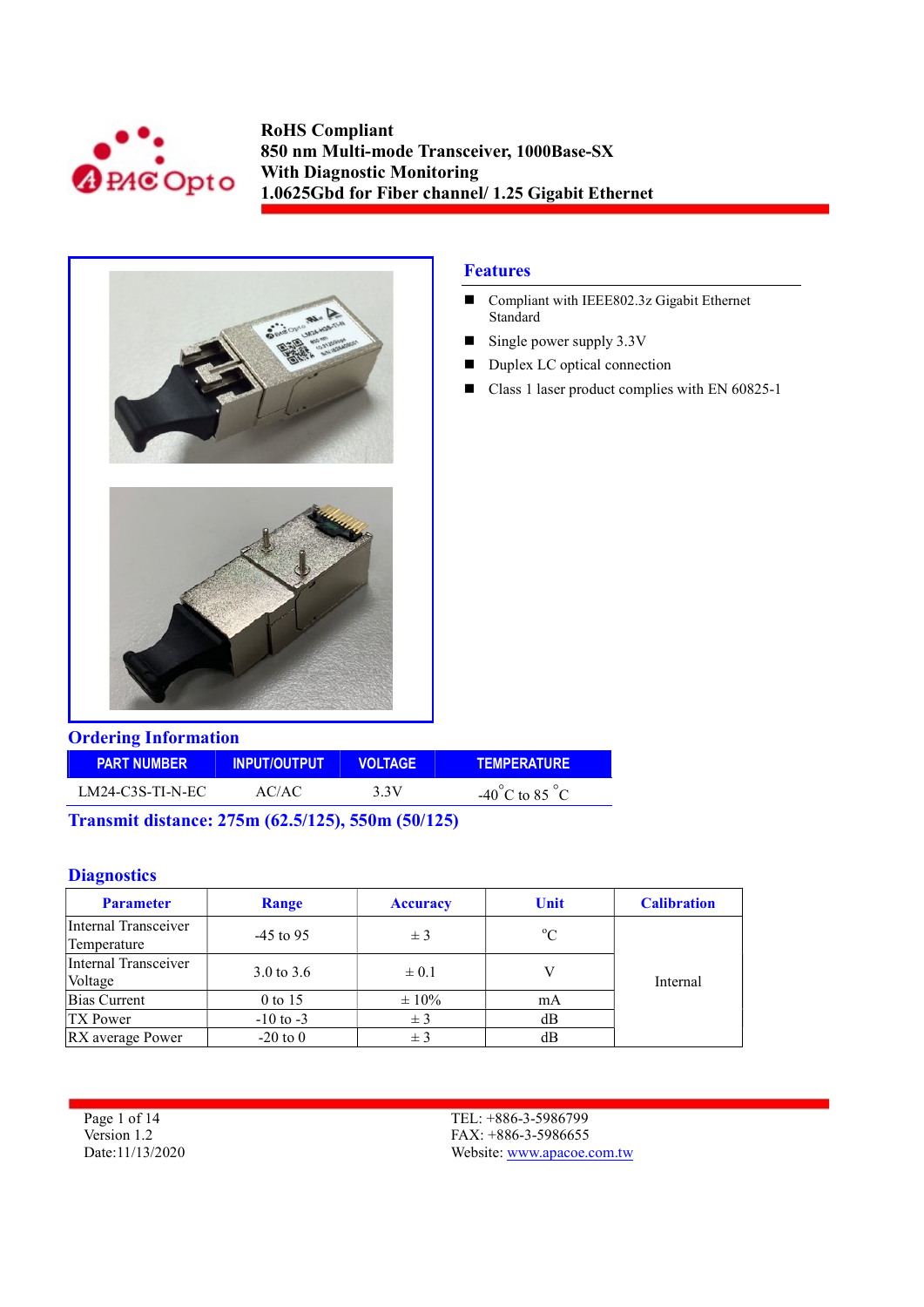# RoHS Compliant
# 850 nm Multi-mode Transceiver, 1000Base-SX
# With Diagnostic Monitoring
# 1.0625Gbd for Fiber channel/ 1.25 Gigabit Ethernet

## Features

- Compliant with IEEE802.3z Gigabit Ethernet Standard
- Single power supply 3.3V
- Duplex LC optical connection
- Class 1 laser product complies with EN 60825-1

## Ordering Information

| PART NUMBER | INPUT/OUTPUT | VOLTAGE | TEMPERATURE |
|---|---|---|---|
| LM24-C3S-TI-N-EC | AC/AC | 3.3V | -40°C to 85 °C |

**Transmit distance: 275m (62.5/125), 550m (50/125)**

## Diagnostics

| Parameter | Range | Accuracy | Unit | Calibration |
|---|---|---|---|---|
| Internal Transceiver Temperature | -45 to 95 | ± 3 | °C | Internal |
| Internal Transceiver Voltage | 3.0 to 3.6 | ± 0.1 | V | |
| Bias Current | 0 to 15 | ± 10% | mA | |
| TX Power | -10 to -3 | ± 3 | dB | |
| RX average Power | -20 to 0 | ± 3 | dB | |

Version 1.2
Date:11/13/2020

TEL: +886-3-5986799
FAX: +886-3-5986655
Website: www.apacoe.com.tw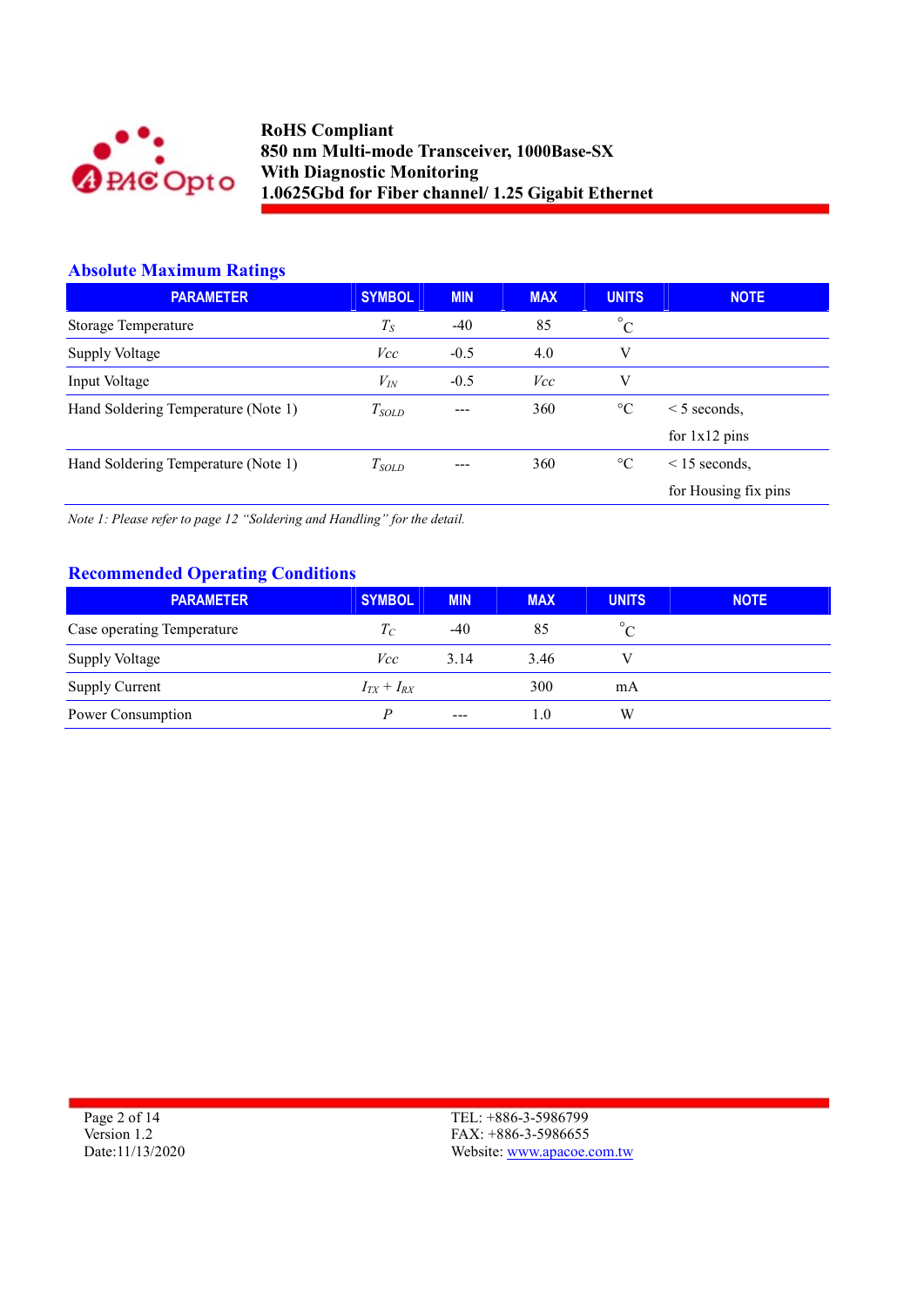## Absolute Maximum Ratings

| PARAMETER | SYMBOL | MIN | MAX | UNITS | NOTE |
|---|---|---|---|---|---|
| Storage Temperature | $T_S$ | -40 | 85 | °C | |
| Supply Voltage | $Vcc$ | -0.5 | 4.0 | V | |
| Input Voltage | $V_{IN}$ | -0.5 | $Vcc$ | V | |
| Hand Soldering Temperature (Note 1) | $T_{SOLD}$ | --- | 360 | °C | < 5 seconds, for 1x12 pins |
| Hand Soldering Temperature (Note 1) | $T_{SOLD}$ | --- | 360 | °C | < 15 seconds, for Housing fix pins |

*Note 1: Please refer to page 12 "Soldering and Handling" for the detail.*

## Recommended Operating Conditions

| PARAMETER | SYMBOL | MIN | MAX | UNITS | NOTE |
|---|---|---|---|---|---|
| Case operating Temperature | $T_C$ | -40 | 85 | °C | |
| Supply Voltage | $Vcc$ | 3.14 | 3.46 | V | |
| Supply Current | $I_{TX} + I_{RX}$ | | 300 | mA | |
| Power Consumption | $P$ | --- | 1.0 | W | |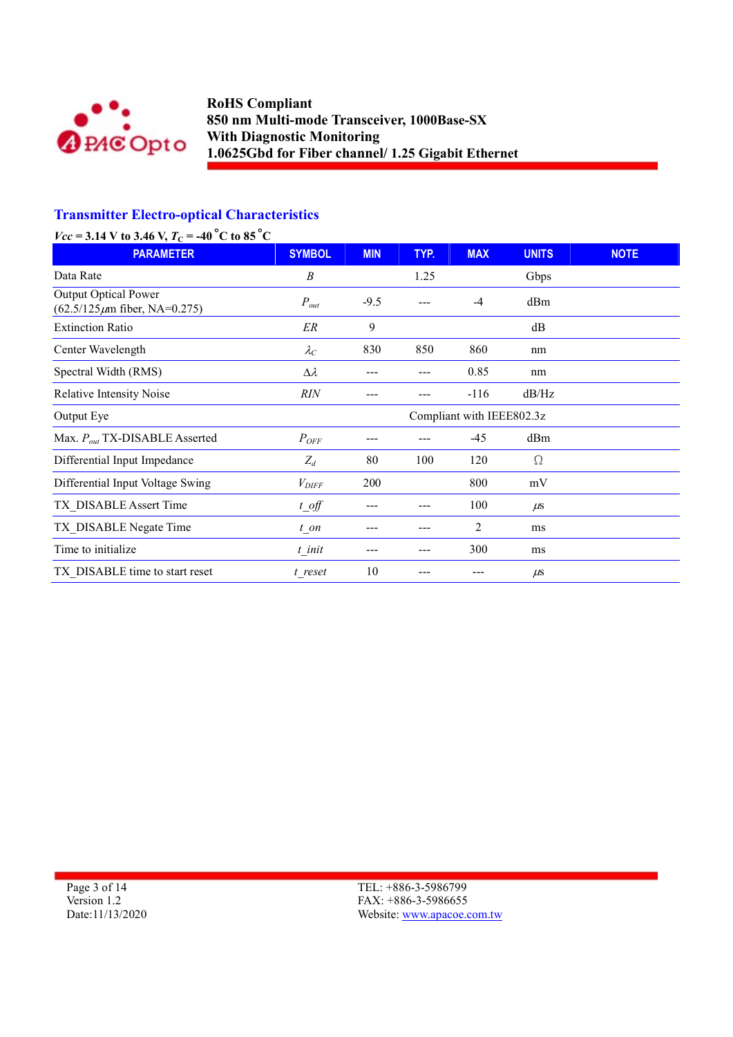## Transmitter Electro-optical Characteristics

*Vcc* = 3.14 V to 3.46 V, $T_C$ = -40 °C to 85 °C

| PARAMETER | SYMBOL | MIN | TYP. | MAX | UNITS | NOTE |
|---|---|---|---|---|---|---|
| Data Rate | $B$ | | 1.25 | | Gbps | |
| Output Optical Power (62.5/125μm fiber, NA=0.275) | $P_{out}$ | -9.5 | --- | -4 | dBm | |
| Extinction Ratio | $ER$ | 9 | | | dB | |
| Center Wavelength | $\lambda_C$ | 830 | 850 | 860 | nm | |
| Spectral Width (RMS) | $\Delta\lambda$ | --- | --- | 0.85 | nm | |
| Relative Intensity Noise | $RIN$ | --- | --- | -116 | dB/Hz | |
| Output Eye | | | Compliant with IEEE802.3z | | | |
| Max. $P_{out}$ TX-DISABLE Asserted | $P_{OFF}$ | --- | --- | -45 | dBm | |
| Differential Input Impedance | $Z_d$ | 80 | 100 | 120 | Ω | |
| Differential Input Voltage Swing | $V_{DIFF}$ | 200 | | 800 | mV | |
| TX_DISABLE Assert Time | *t_off* | --- | --- | 100 | μs | |
| TX_DISABLE Negate Time | *t_on* | --- | --- | 2 | ms | |
| Time to initialize | *t_init* | --- | --- | 300 | ms | |
| TX_DISABLE time to start reset | *t_reset* | 10 | --- | --- | μs | |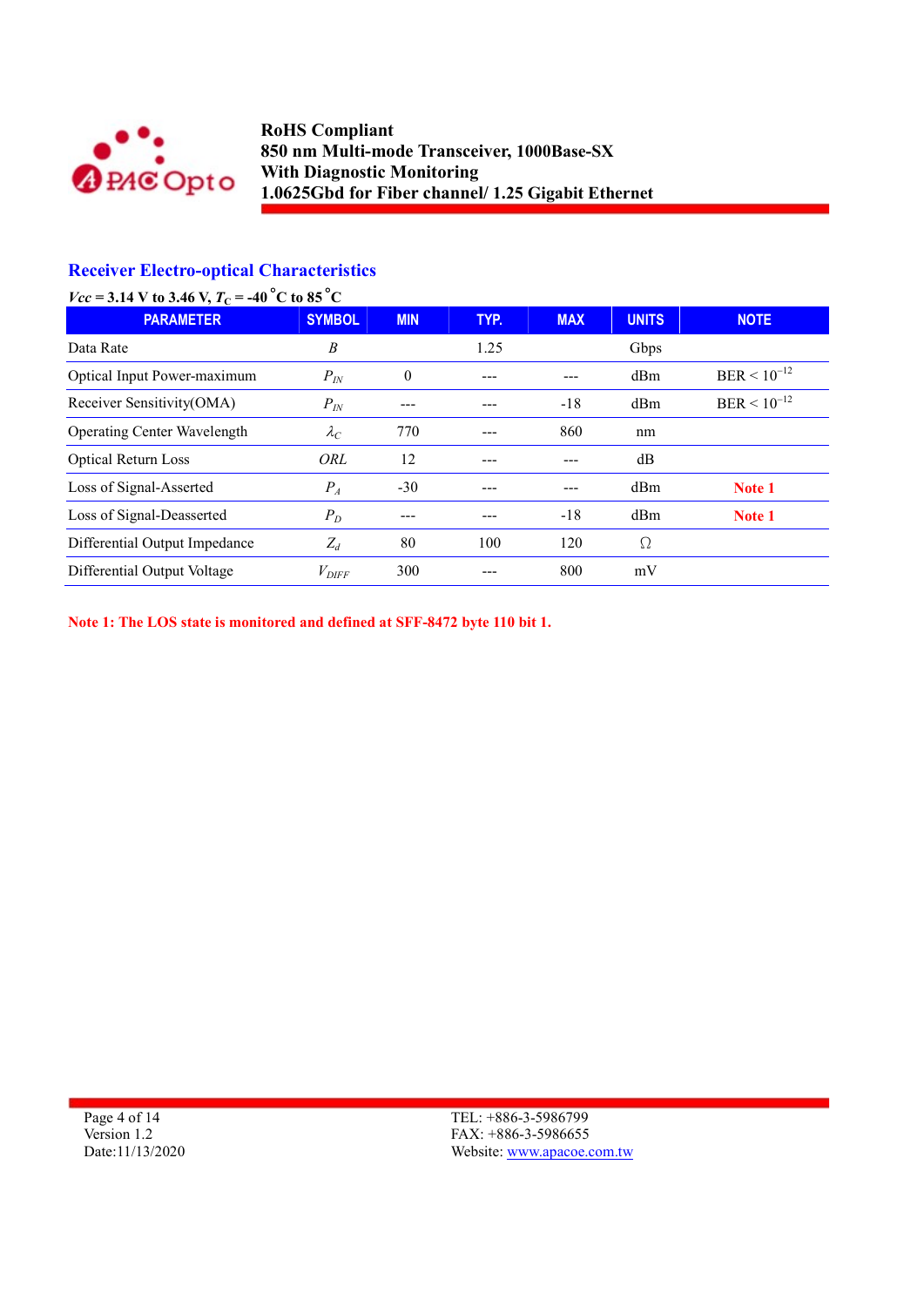## Receiver Electro-optical Characteristics

*Vcc* = 3.14 V to 3.46 V, $T_C$ = -40 °C to 85 °C

| PARAMETER | SYMBOL | MIN | TYP. | MAX | UNITS | NOTE |
|---|---|---|---|---|---|---|
| Data Rate | $B$ | | 1.25 | | Gbps | |
| Optical Input Power-maximum | $P_{IN}$ | 0 | --- | --- | dBm | BER < $10^{-12}$ |
| Receiver Sensitivity(OMA) | $P_{IN}$ | --- | --- | -18 | dBm | BER < $10^{-12}$ |
| Operating Center Wavelength | $\lambda_C$ | 770 | --- | 860 | nm | |
| Optical Return Loss | $ORL$ | 12 | --- | --- | dB | |
| Loss of Signal-Asserted | $P_A$ | -30 | --- | --- | dBm | Note 1 |
| Loss of Signal-Deasserted | $P_D$ | --- | --- | -18 | dBm | Note 1 |
| Differential Output Impedance | $Z_d$ | 80 | 100 | 120 | Ω | |
| Differential Output Voltage | $V_{DIFF}$ | 300 | --- | 800 | mV | |

**Note 1: The LOS state is monitored and defined at SFF-8472 byte 110 bit 1.**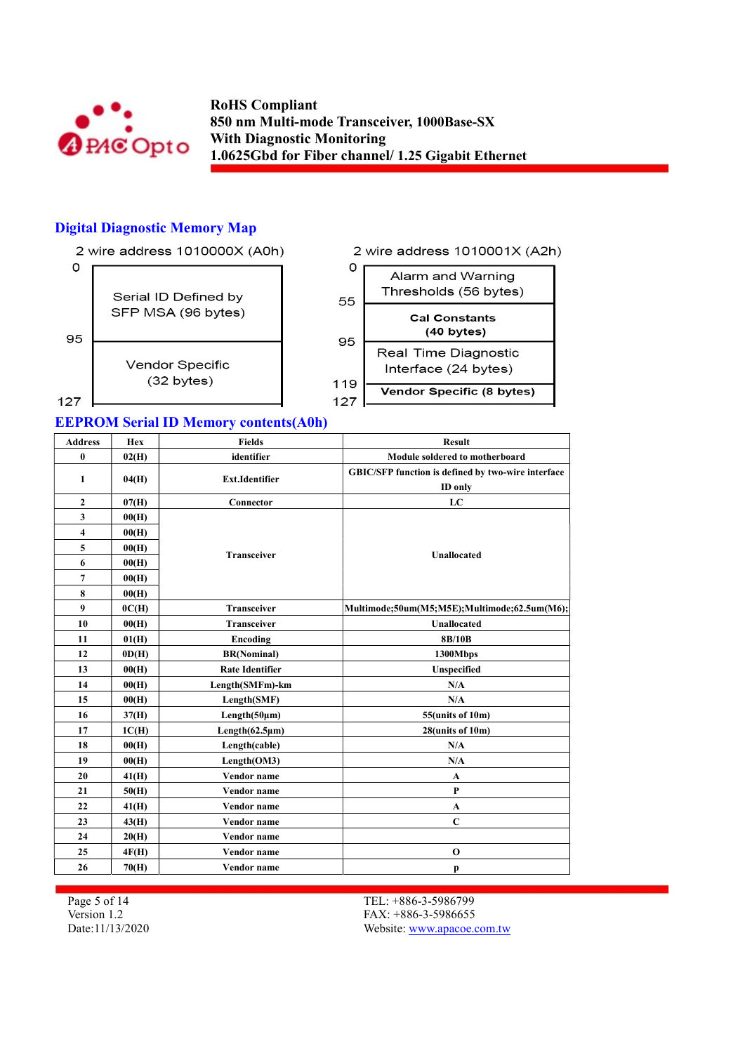## Digital Diagnostic Memory Map

2 wire address 1010000X (A0h)

| Address | Content |
|---|---|
| 0–95 | Serial ID Defined by SFP MSA (96 bytes) |
| 95–127 | Vendor Specific (32 bytes) |

2 wire address 1010001X (A2h)

| Address | Content |
|---|---|
| 0–55 | Alarm and Warning Thresholds (56 bytes) |
| 55–95 | Cal Constants (40 bytes) |
| 95–119 | Real Time Diagnostic Interface (24 bytes) |
| 119–127 | Vendor Specific (8 bytes) |

## EEPROM Serial ID Memory contents(A0h)

| Address | Hex | Fields | Result |
|---|---|---|---|
| 0 | 02(H) | identifier | Module soldered to motherboard |
| 1 | 04(H) | Ext.Identifier | GBIC/SFP function is defined by two-wire interface ID only |
| 2 | 07(H) | Connector | LC |
| 3 | 00(H) | Transceiver | Unallocated |
| 4 | 00(H) | | |
| 5 | 00(H) | | |
| 6 | 00(H) | | |
| 7 | 00(H) | | |
| 8 | 00(H) | | |
| 9 | 0C(H) | Transceiver | Multimode;50um(M5;M5E);Multimode;62.5um(M6); |
| 10 | 00(H) | Transceiver | Unallocated |
| 11 | 01(H) | Encoding | 8B/10B |
| 12 | 0D(H) | BR(Nominal) | 1300Mbps |
| 13 | 00(H) | Rate Identifier | Unspecified |
| 14 | 00(H) | Length(SMFm)-km | N/A |
| 15 | 00(H) | Length(SMF) | N/A |
| 16 | 37(H) | Length(50μm) | 55(units of 10m) |
| 17 | 1C(H) | Length(62.5μm) | 28(units of 10m) |
| 18 | 00(H) | Length(cable) | N/A |
| 19 | 00(H) | Length(OM3) | N/A |
| 20 | 41(H) | Vendor name | A |
| 21 | 50(H) | Vendor name | P |
| 22 | 41(H) | Vendor name | A |
| 23 | 43(H) | Vendor name | C |
| 24 | 20(H) | Vendor name | |
| 25 | 4F(H) | Vendor name | O |
| 26 | 70(H) | Vendor name | p |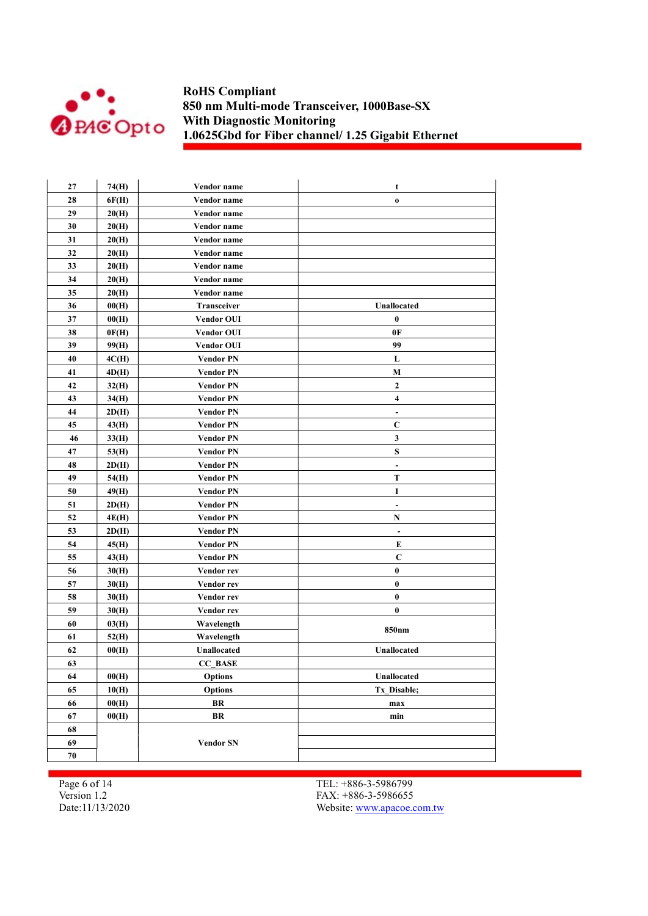| 27 | 74(H) | Vendor name | t |
|---|---|---|---|
| 28 | 6F(H) | Vendor name | o |
| 29 | 20(H) | Vendor name | |
| 30 | 20(H) | Vendor name | |
| 31 | 20(H) | Vendor name | |
| 32 | 20(H) | Vendor name | |
| 33 | 20(H) | Vendor name | |
| 34 | 20(H) | Vendor name | |
| 35 | 20(H) | Vendor name | |
| 36 | 00(H) | Transceiver | Unallocated |
| 37 | 00(H) | Vendor OUI | 0 |
| 38 | 0F(H) | Vendor OUI | 0F |
| 39 | 99(H) | Vendor OUI | 99 |
| 40 | 4C(H) | Vendor PN | L |
| 41 | 4D(H) | Vendor PN | M |
| 42 | 32(H) | Vendor PN | 2 |
| 43 | 34(H) | Vendor PN | 4 |
| 44 | 2D(H) | Vendor PN | - |
| 45 | 43(H) | Vendor PN | C |
| 46 | 33(H) | Vendor PN | 3 |
| 47 | 53(H) | Vendor PN | S |
| 48 | 2D(H) | Vendor PN | - |
| 49 | 54(H) | Vendor PN | T |
| 50 | 49(H) | Vendor PN | I |
| 51 | 2D(H) | Vendor PN | - |
| 52 | 4E(H) | Vendor PN | N |
| 53 | 2D(H) | Vendor PN | - |
| 54 | 45(H) | Vendor PN | E |
| 55 | 43(H) | Vendor PN | C |
| 56 | 30(H) | Vendor rev | 0 |
| 57 | 30(H) | Vendor rev | 0 |
| 58 | 30(H) | Vendor rev | 0 |
| 59 | 30(H) | Vendor rev | 0 |
| 60 | 03(H) | Wavelength | 850nm |
| 61 | 52(H) | Wavelength | |
| 62 | 00(H) | Unallocated | Unallocated |
| 63 | | CC_BASE | |
| 64 | 00(H) | Options | Unallocated |
| 65 | 10(H) | Options | Tx_Disable; |
| 66 | 00(H) | BR | max |
| 67 | 00(H) | BR | min |
| 68 | | Vendor SN | |
| 69 | | | |
| 70 | | | |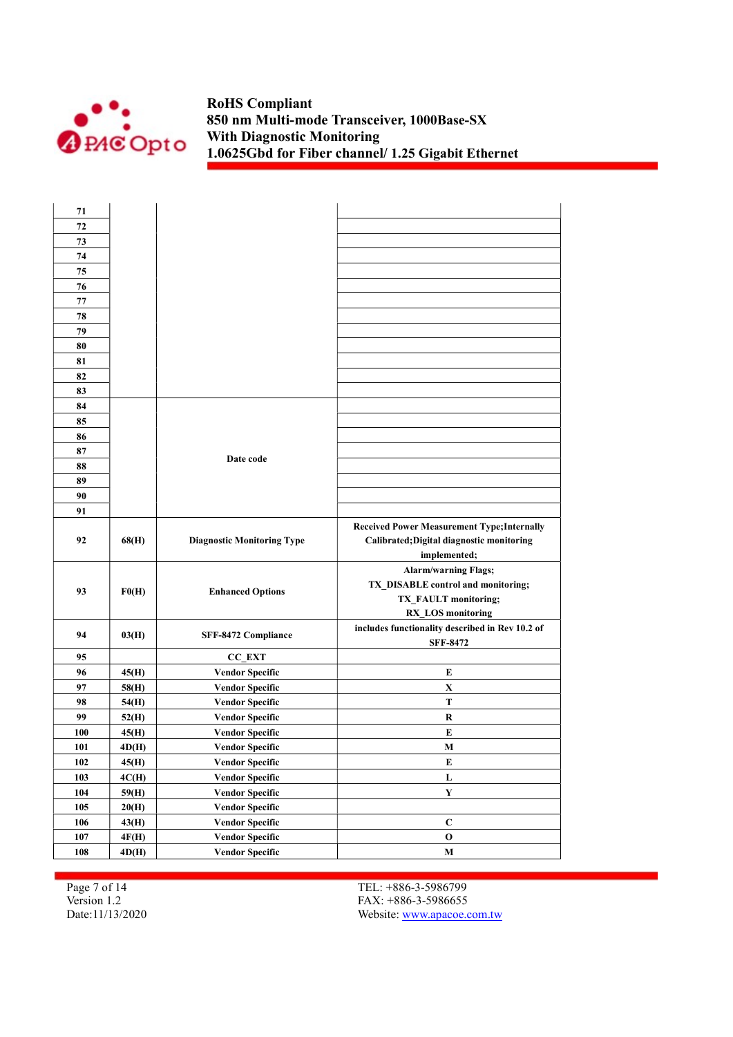| | | | |
|---|---|---|---|
| 71 | | | |
| 72 | | | |
| 73 | | | |
| 74 | | | |
| 75 | | | |
| 76 | | | |
| 77 | | | |
| 78 | | | |
| 79 | | | |
| 80 | | | |
| 81 | | | |
| 82 | | | |
| 83 | | | |
| 84 | | Date code | |
| 85 | | | |
| 86 | | | |
| 87 | | | |
| 88 | | | |
| 89 | | | |
| 90 | | | |
| 91 | | | |
| 92 | 68(H) | Diagnostic Monitoring Type | Received Power Measurement Type;Internally Calibrated;Digital diagnostic monitoring implemented; |
| 93 | F0(H) | Enhanced Options | Alarm/warning Flags; TX_DISABLE control and monitoring; TX_FAULT monitoring; RX_LOS monitoring |
| 94 | 03(H) | SFF-8472 Compliance | includes functionality described in Rev 10.2 of SFF-8472 |
| 95 | | CC_EXT | |
| 96 | 45(H) | Vendor Specific | E |
| 97 | 58(H) | Vendor Specific | X |
| 98 | 54(H) | Vendor Specific | T |
| 99 | 52(H) | Vendor Specific | R |
| 100 | 45(H) | Vendor Specific | E |
| 101 | 4D(H) | Vendor Specific | M |
| 102 | 45(H) | Vendor Specific | E |
| 103 | 4C(H) | Vendor Specific | L |
| 104 | 59(H) | Vendor Specific | Y |
| 105 | 20(H) | Vendor Specific | |
| 106 | 43(H) | Vendor Specific | C |
| 107 | 4F(H) | Vendor Specific | O |
| 108 | 4D(H) | Vendor Specific | M |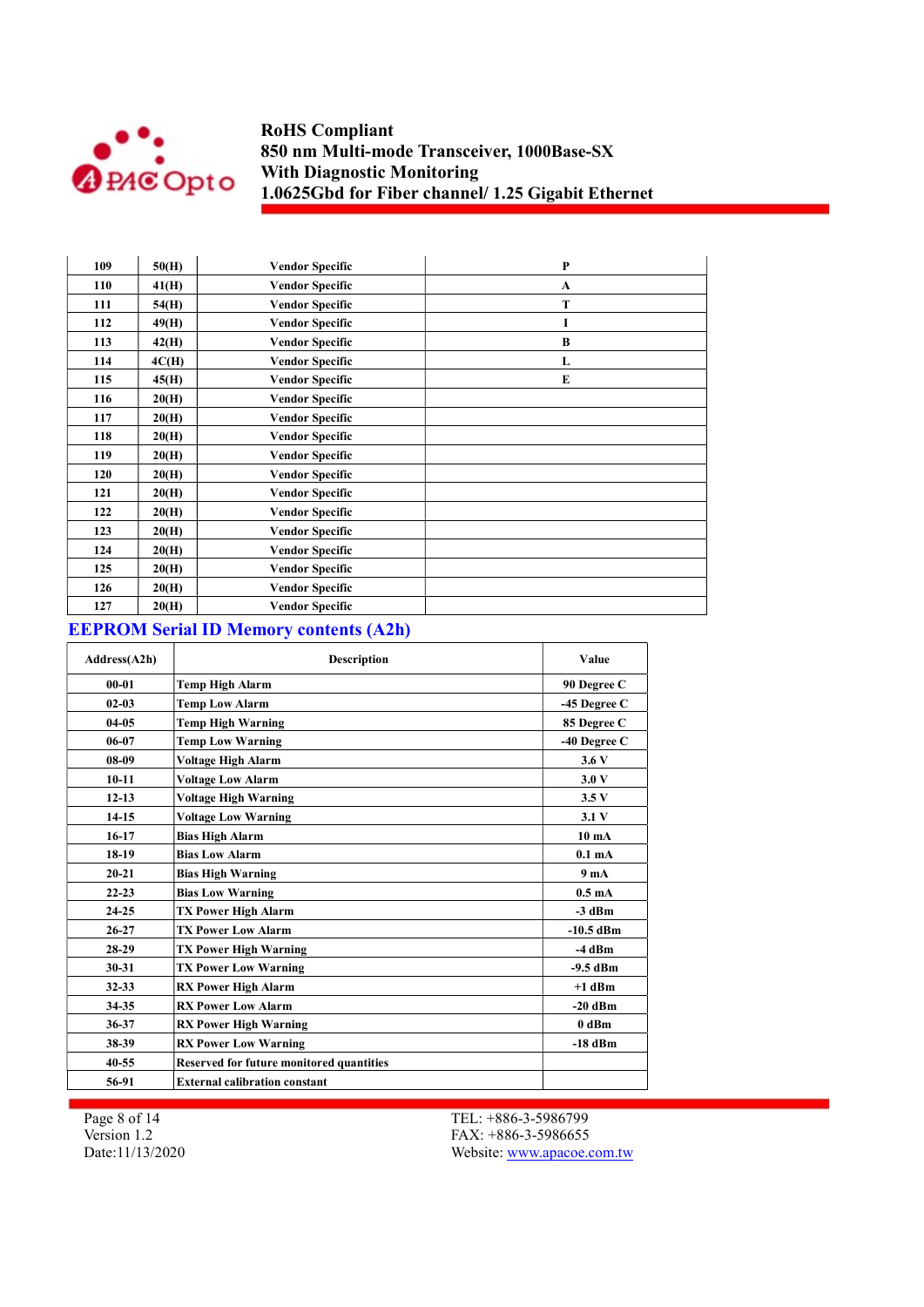| 109 | 50(H) | Vendor Specific | P |
|---|---|---|---|
| 110 | 41(H) | Vendor Specific | A |
| 111 | 54(H) | Vendor Specific | T |
| 112 | 49(H) | Vendor Specific | I |
| 113 | 42(H) | Vendor Specific | B |
| 114 | 4C(H) | Vendor Specific | L |
| 115 | 45(H) | Vendor Specific | E |
| 116 | 20(H) | Vendor Specific | |
| 117 | 20(H) | Vendor Specific | |
| 118 | 20(H) | Vendor Specific | |
| 119 | 20(H) | Vendor Specific | |
| 120 | 20(H) | Vendor Specific | |
| 121 | 20(H) | Vendor Specific | |
| 122 | 20(H) | Vendor Specific | |
| 123 | 20(H) | Vendor Specific | |
| 124 | 20(H) | Vendor Specific | |
| 125 | 20(H) | Vendor Specific | |
| 126 | 20(H) | Vendor Specific | |
| 127 | 20(H) | Vendor Specific | |

## EEPROM Serial ID Memory contents (A2h)

| Address(A2h) | Description | Value |
|---|---|---|
| 00-01 | Temp High Alarm | 90 Degree C |
| 02-03 | Temp Low Alarm | -45 Degree C |
| 04-05 | Temp High Warning | 85 Degree C |
| 06-07 | Temp Low Warning | -40 Degree C |
| 08-09 | Voltage High Alarm | 3.6 V |
| 10-11 | Voltage Low Alarm | 3.0 V |
| 12-13 | Voltage High Warning | 3.5 V |
| 14-15 | Voltage Low Warning | 3.1 V |
| 16-17 | Bias High Alarm | 10 mA |
| 18-19 | Bias Low Alarm | 0.1 mA |
| 20-21 | Bias High Warning | 9 mA |
| 22-23 | Bias Low Warning | 0.5 mA |
| 24-25 | TX Power High Alarm | -3 dBm |
| 26-27 | TX Power Low Alarm | -10.5 dBm |
| 28-29 | TX Power High Warning | -4 dBm |
| 30-31 | TX Power Low Warning | -9.5 dBm |
| 32-33 | RX Power High Alarm | +1 dBm |
| 34-35 | RX Power Low Alarm | -20 dBm |
| 36-37 | RX Power High Warning | 0 dBm |
| 38-39 | RX Power Low Warning | -18 dBm |
| 40-55 | Reserved for future monitored quantities | |
| 56-91 | External calibration constant | |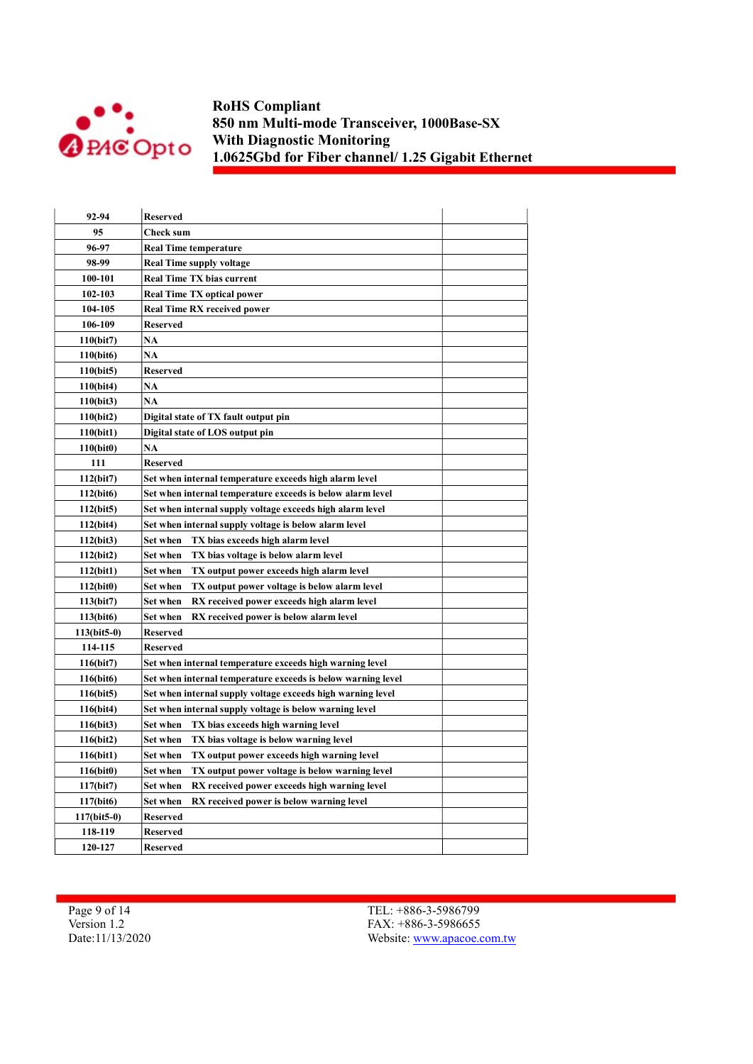| | | |
|---|---|---|
| 92-94 | Reserved | |
| 95 | Check sum | |
| 96-97 | Real Time temperature | |
| 98-99 | Real Time supply voltage | |
| 100-101 | Real Time TX bias current | |
| 102-103 | Real Time TX optical power | |
| 104-105 | Real Time RX received power | |
| 106-109 | Reserved | |
| 110(bit7) | NA | |
| 110(bit6) | NA | |
| 110(bit5) | Reserved | |
| 110(bit4) | NA | |
| 110(bit3) | NA | |
| 110(bit2) | Digital state of TX fault output pin | |
| 110(bit1) | Digital state of LOS output pin | |
| 110(bit0) | NA | |
| 111 | Reserved | |
| 112(bit7) | Set when internal temperature exceeds high alarm level | |
| 112(bit6) | Set when internal temperature exceeds is below alarm level | |
| 112(bit5) | Set when internal supply voltage exceeds high alarm level | |
| 112(bit4) | Set when internal supply voltage is below alarm level | |
| 112(bit3) | Set when TX bias exceeds high alarm level | |
| 112(bit2) | Set when TX bias voltage is below alarm level | |
| 112(bit1) | Set when TX output power exceeds high alarm level | |
| 112(bit0) | Set when TX output power voltage is below alarm level | |
| 113(bit7) | Set when RX received power exceeds high alarm level | |
| 113(bit6) | Set when RX received power is below alarm level | |
| 113(bit5-0) | Reserved | |
| 114-115 | Reserved | |
| 116(bit7) | Set when internal temperature exceeds high warning level | |
| 116(bit6) | Set when internal temperature exceeds is below warning level | |
| 116(bit5) | Set when internal supply voltage exceeds high warning level | |
| 116(bit4) | Set when internal supply voltage is below warning level | |
| 116(bit3) | Set when TX bias exceeds high warning level | |
| 116(bit2) | Set when TX bias voltage is below warning level | |
| 116(bit1) | Set when TX output power exceeds high warning level | |
| 116(bit0) | Set when TX output power voltage is below warning level | |
| 117(bit7) | Set when RX received power exceeds high warning level | |
| 117(bit6) | Set when RX received power is below warning level | |
| 117(bit5-0) | Reserved | |
| 118-119 | Reserved | |
| 120-127 | Reserved | |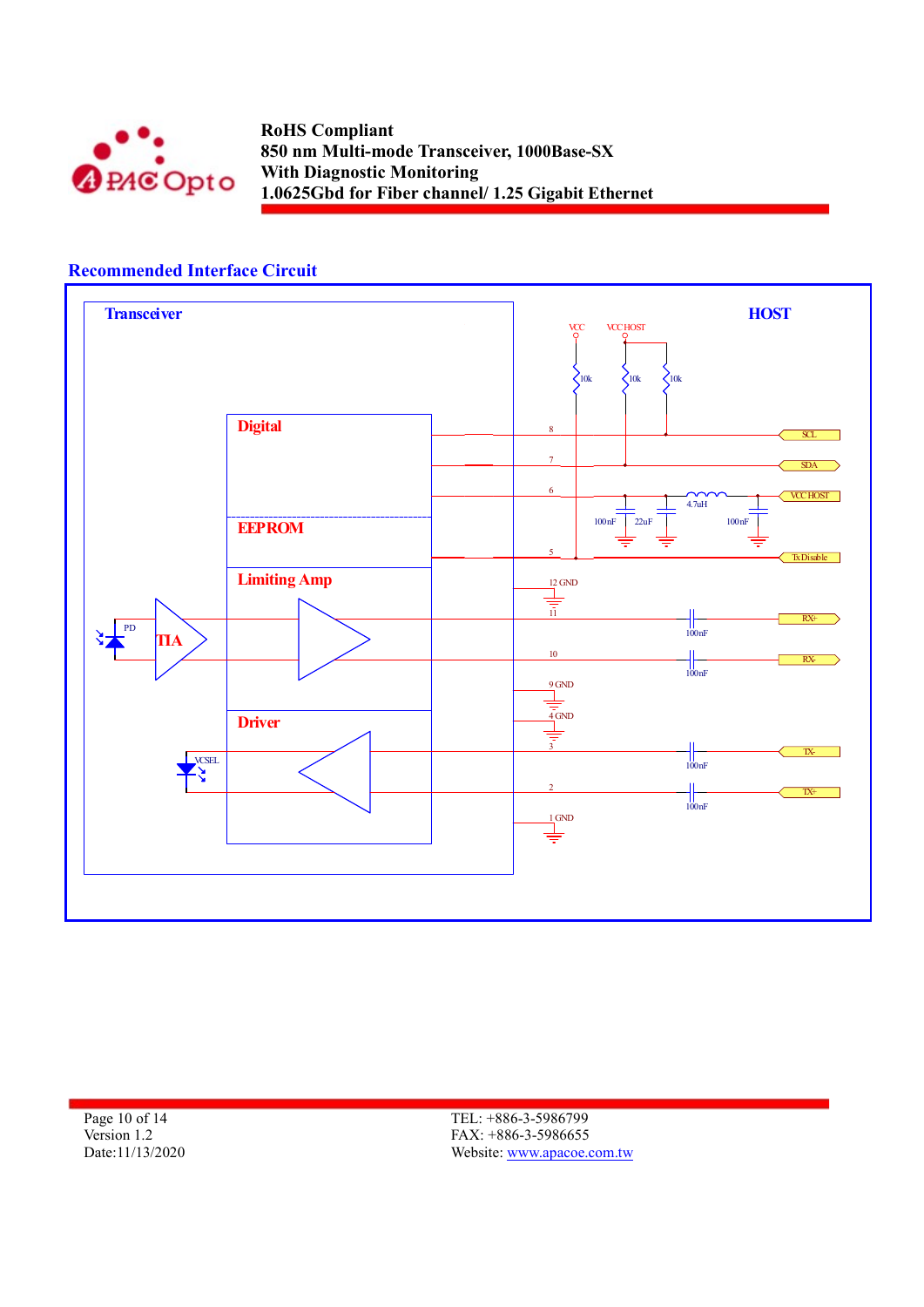## Recommended Interface Circuit

Transceiver

HOST

Digital

EEPROM

Limiting Amp

Driver

TIA

PD

VCSEL

VCC

VCC HOST

10k

10k

10k

8

7

6

5

SCL

SDA

VCC HOST

TxDisable

4.7uH

100nF

22uF

100nF

12 GND

11

10

9 GND

4 GND

3

2

1 GND

RX+

RX-

TX-

TX+

100nF

100nF

100nF

100nF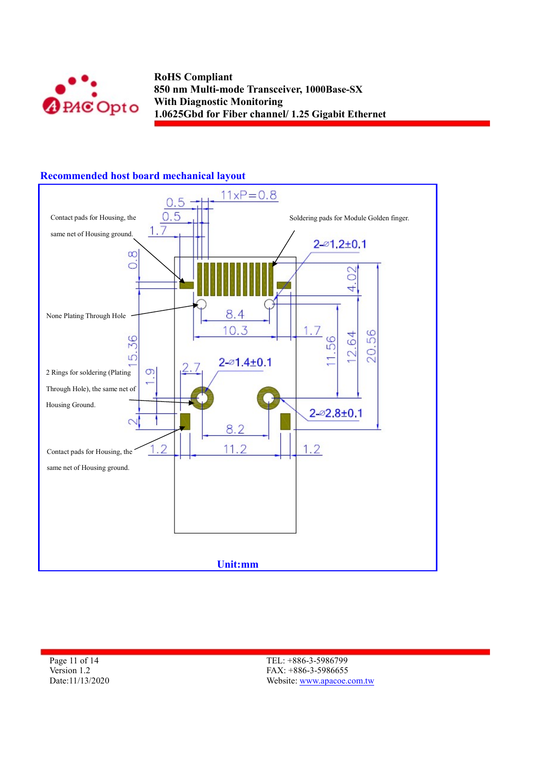## Recommended host board mechanical layout

Contact pads for Housing, the same net of Housing ground.

Soldering pads for Module Golden finger.

None Plating Through Hole

2 Rings for soldering (Plating Through Hole), the same net of Housing Ground.

Contact pads for Housing, the same net of Housing ground.

0.5 | 0.5 | 1.7 | 11xP=0.8 | 2-⌀1.2±0.1 | 0.8 | 4.02 | 8.4 | 10.3 | 1.7 | 15.36 | 11.56 | 12.64 | 20.56 | 2.7 | 2-⌀1.4±0.1 | 1.9 | 2 | 2-⌀2.8±0.1 | 8.2 | 1.2 | 11.2 | 1.2

**Unit:mm**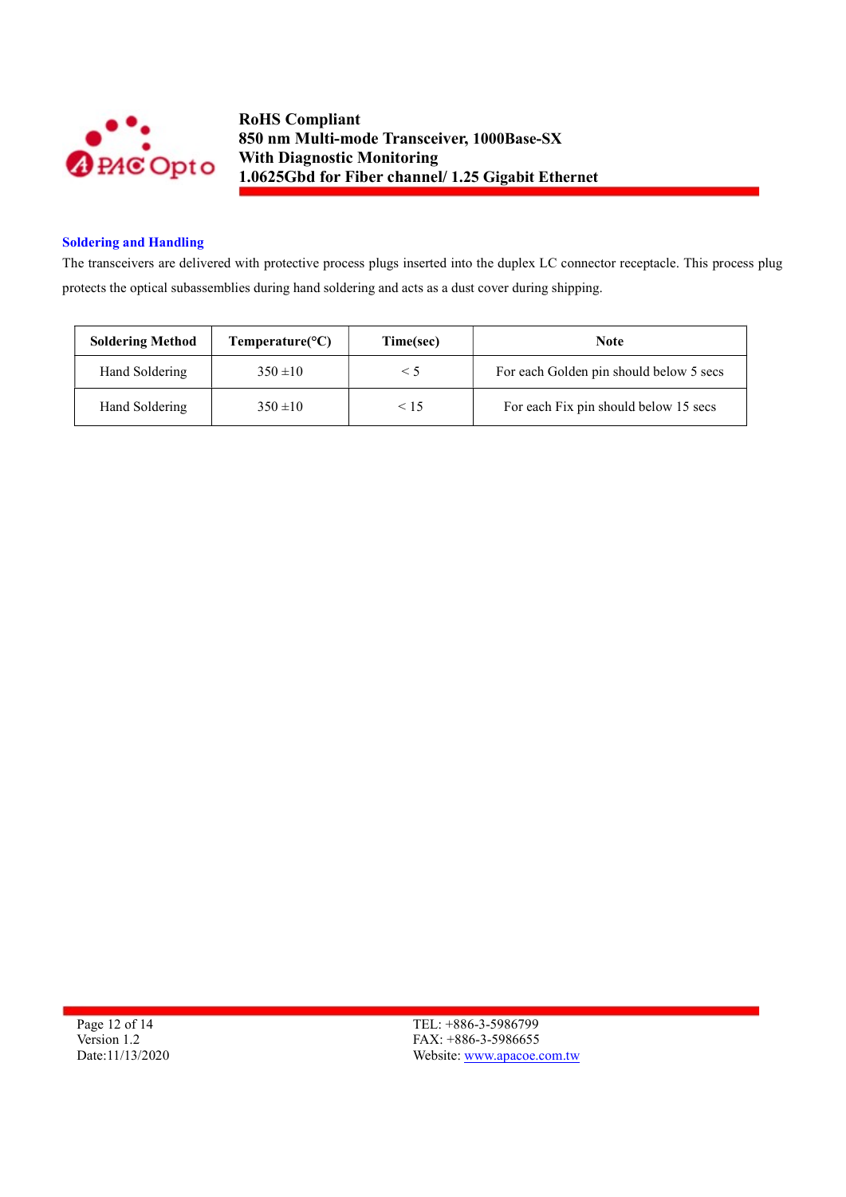## Soldering and Handling

The transceivers are delivered with protective process plugs inserted into the duplex LC connector receptacle. This process plug protects the optical subassemblies during hand soldering and acts as a dust cover during shipping.

| Soldering Method | Temperature(°C) | Time(sec) | Note |
|---|---|---|---|
| Hand Soldering | 350 ±10 | < 5 | For each Golden pin should below 5 secs |
| Hand Soldering | 350 ±10 | < 15 | For each Fix pin should below 15 secs |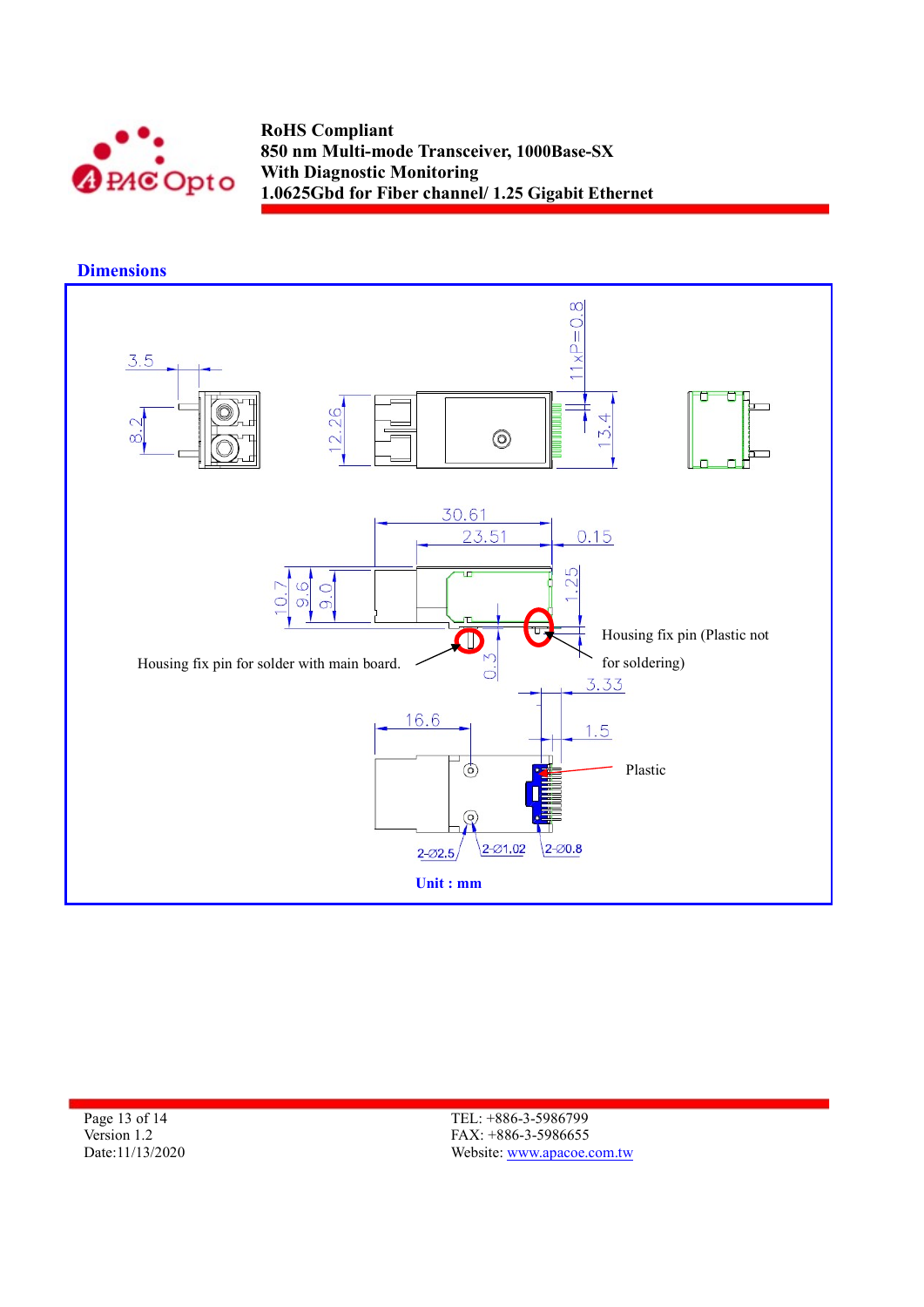## Dimensions

Housing fix pin for solder with main board.

Housing fix pin (Plastic not for soldering)

Plastic

Unit : mm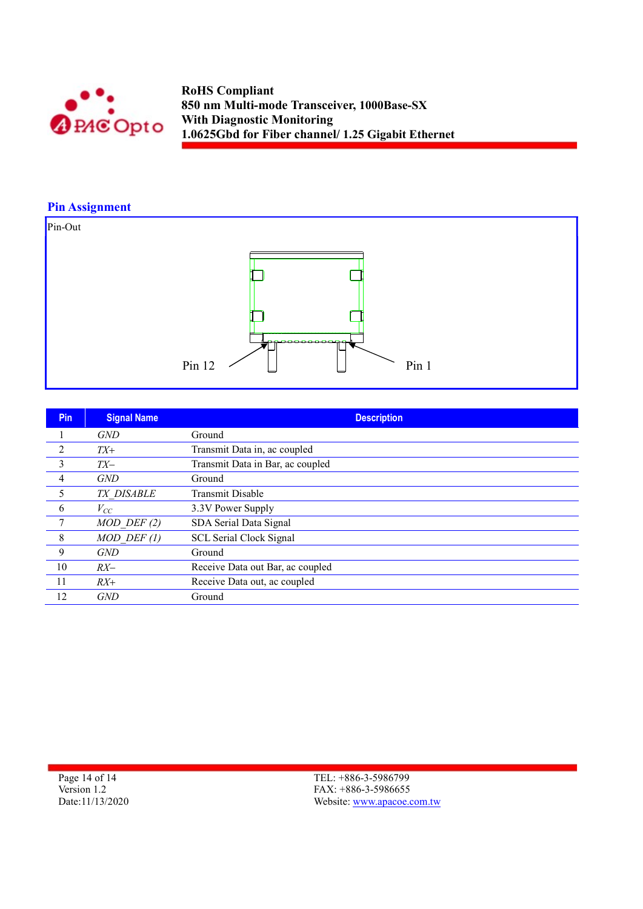## Pin Assignment

Pin-Out

Pin 12

Pin 1

| Pin | Signal Name | Description |
|---|---|---|
| 1 | *GND* | Ground |
| 2 | *TX+* | Transmit Data in, ac coupled |
| 3 | *TX–* | Transmit Data in Bar, ac coupled |
| 4 | *GND* | Ground |
| 5 | *TX_DISABLE* | Transmit Disable |
| 6 | $V_{CC}$ | 3.3V Power Supply |
| 7 | *MOD_DEF (2)* | SDA Serial Data Signal |
| 8 | *MOD_DEF (1)* | SCL Serial Clock Signal |
| 9 | *GND* | Ground |
| 10 | *RX–* | Receive Data out Bar, ac coupled |
| 11 | *RX+* | Receive Data out, ac coupled |
| 12 | *GND* | Ground |